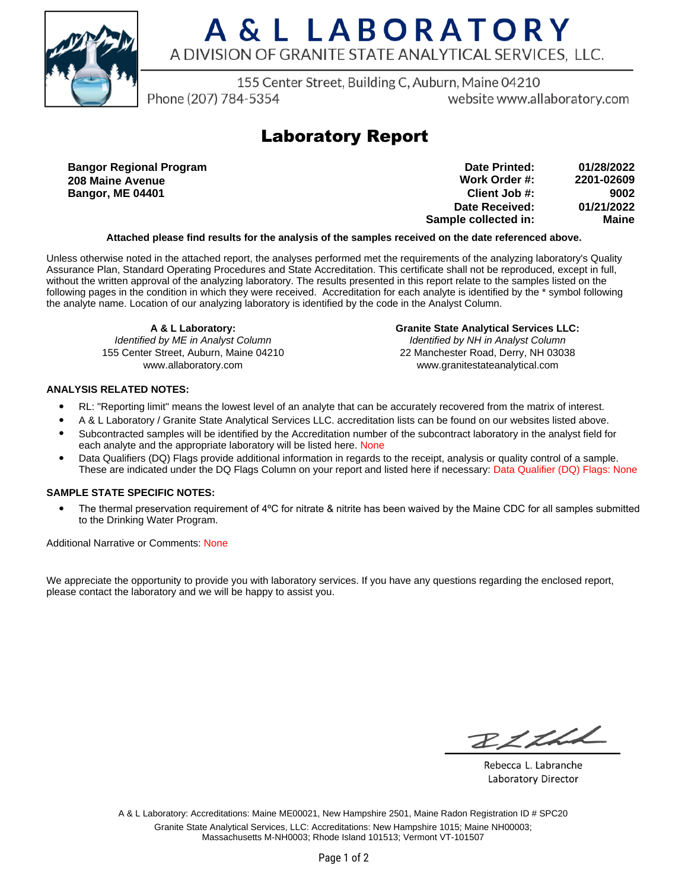# A & L LABORATORY

A DIVISION OF GRANITE STATE ANALYTICAL SERVICES, LLC.

155 Center Street, Building C, Auburn, Maine 04210

Phone (207) 784-5354 website www.allaboratory.com

## Laboratory Report

**Bangor Regional Program**
**208 Maine Avenue**
**Bangor, ME 04401**

| | |
|---|---|
| **Date Printed:** | **01/28/2022** |
| **Work Order #:** | **2201-02609** |
| **Client Job #:** | **9002** |
| **Date Received:** | **01/21/2022** |
| **Sample collected in:** | **Maine** |

**Attached please find results for the analysis of the samples received on the date referenced above.**

Unless otherwise noted in the attached report, the analyses performed met the requirements of the analyzing laboratory's Quality Assurance Plan, Standard Operating Procedures and State Accreditation. This certificate shall not be reproduced, except in full, without the written approval of the analyzing laboratory. The results presented in this report relate to the samples listed on the following pages in the condition in which they were received. Accreditation for each analyte is identified by the * symbol following the analyte name. Location of our analyzing laboratory is identified by the code in the Analyst Column.

**A & L Laboratory:**
*Identified by ME in Analyst Column*
155 Center Street, Auburn, Maine 04210
www.allaboratory.com

**Granite State Analytical Services LLC:**
*Identified by NH in Analyst Column*
22 Manchester Road, Derry, NH 03038
www.granitestateanalytical.com

### ANALYSIS RELATED NOTES:

- RL: "Reporting limit" means the lowest level of an analyte that can be accurately recovered from the matrix of interest.
- A & L Laboratory / Granite State Analytical Services LLC. accreditation lists can be found on our websites listed above.
- Subcontracted samples will be identified by the Accreditation number of the subcontract laboratory in the analyst field for each analyte and the appropriate laboratory will be listed here. None
- Data Qualifiers (DQ) Flags provide additional information in regards to the receipt, analysis or quality control of a sample. These are indicated under the DQ Flags Column on your report and listed here if necessary: Data Qualifier (DQ) Flags: None

### SAMPLE STATE SPECIFIC NOTES:

- The thermal preservation requirement of 4ºC for nitrate & nitrite has been waived by the Maine CDC for all samples submitted to the Drinking Water Program.

Additional Narrative or Comments: None

We appreciate the opportunity to provide you with laboratory services. If you have any questions regarding the enclosed report, please contact the laboratory and we will be happy to assist you.

Rebecca L. Labranche
Laboratory Director

A & L Laboratory: Accreditations: Maine ME00021, New Hampshire 2501, Maine Radon Registration ID # SPC20
Granite State Analytical Services, LLC: Accreditations: New Hampshire 1015; Maine NH00003; Massachusetts M-NH0003; Rhode Island 101513; Vermont VT-101507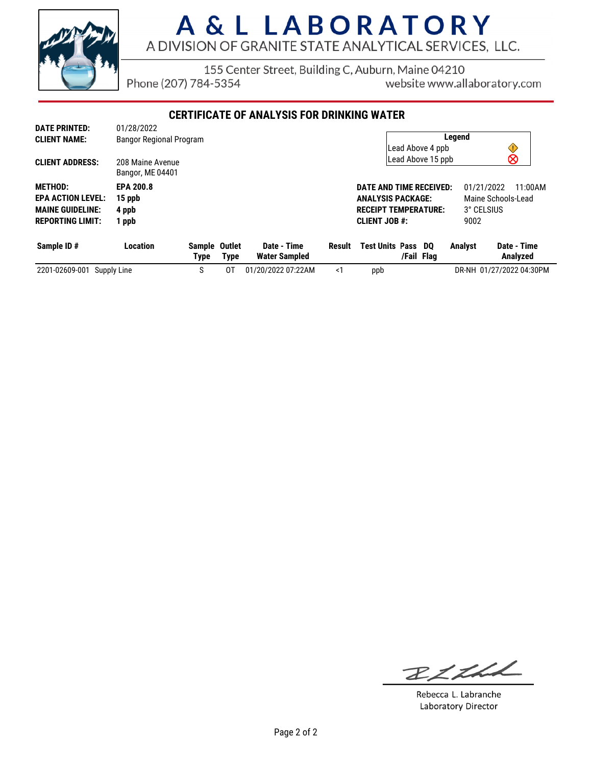# A & L LABORATORY

A DIVISION OF GRANITE STATE ANALYTICAL SERVICES, LLC.

155 Center Street, Building C, Auburn, Maine 04210

Phone (207) 784-5354 website www.allaboratory.com

## CERTIFICATE OF ANALYSIS FOR DRINKING WATER

**DATE PRINTED:** 01/28/2022

**CLIENT NAME:** Bangor Regional Program

**CLIENT ADDRESS:** 208 Maine Avenue
Bangor, ME 04401

| Legend | |
|---|---|
| Lead Above 4 ppb | ⚠ |
| Lead Above 15 ppb | ⊗ |

**METHOD:** **EPA 200.8**

**EPA ACTION LEVEL:** **15 ppb**

**MAINE GUIDELINE:** **4 ppb**

**REPORTING LIMIT:** **1 ppb**

**DATE AND TIME RECEIVED:** 01/21/2022 11:00AM

**ANALYSIS PACKAGE:** Maine Schools-Lead

**RECEIPT TEMPERATURE:** 3° CELSIUS

**CLIENT JOB #:** 9002

| Sample ID # | Location | Sample Type | Outlet Type | Date - Time Water Sampled | Result | Test Units | Pass /Fail | DQ Flag | Analyst | Date - Time Analyzed |
|---|---|---|---|---|---|---|---|---|---|---|
| 2201-02609-001 | Supply Line | S | OT | 01/20/2022 07:22AM | <1 | ppb | | | DR-NH | 01/27/2022 04:30PM |

Rebecca L. Labranche
Laboratory Director